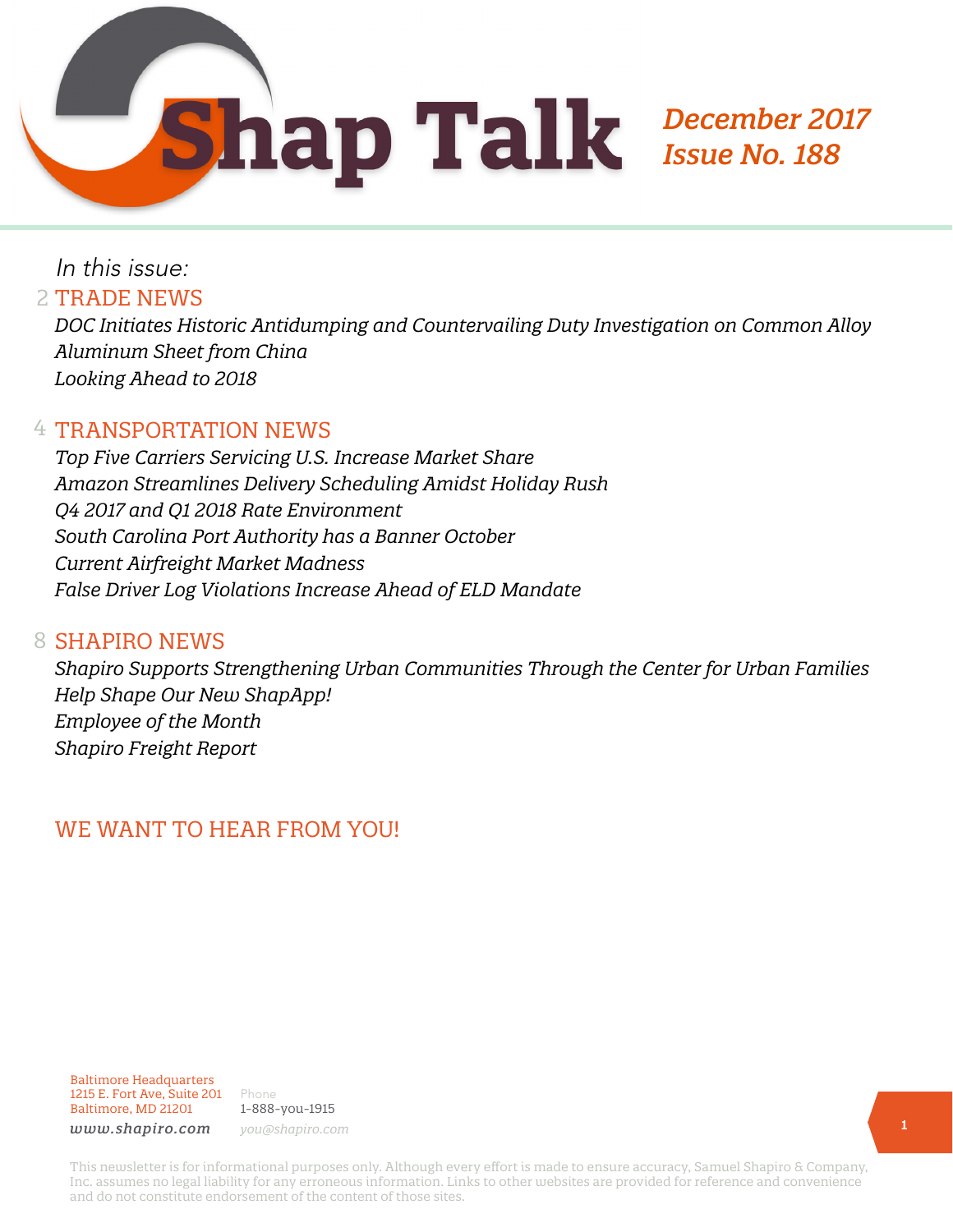# Shap Talk

*December 2017*
*Issue No. 188*

*In this issue:*

## 2 TRADE NEWS

*DOC Initiates Historic Antidumping and Countervailing Duty Investigation on Common Alloy Aluminum Sheet from China*
*Looking Ahead to 2018*

## 4 TRANSPORTATION NEWS

*Top Five Carriers Servicing U.S. Increase Market Share*
*Amazon Streamlines Delivery Scheduling Amidst Holiday Rush*
*Q4 2017 and Q1 2018 Rate Environment*
*South Carolina Port Authority has a Banner October*
*Current Airfreight Market Madness*
*False Driver Log Violations Increase Ahead of ELD Mandate*

## 8 SHAPIRO NEWS

*Shapiro Supports Strengthening Urban Communities Through the Center for Urban Families*
*Help Shape Our New ShapApp!*
*Employee of the Month*
*Shapiro Freight Report*

## WE WANT TO HEAR FROM YOU!

Baltimore Headquarters
1215 E. Fort Ave, Suite 201
Baltimore, MD 21201
*www.shapiro.com*

Phone
1-888-you-1915
*you@shapiro.com*

This newsletter is for informational purposes only. Although every effort is made to ensure accuracy, Samuel Shapiro & Company, Inc. assumes no legal liability for any erroneous information. Links to other websites are provided for reference and convenience and do not constitute endorsement of the content of those sites.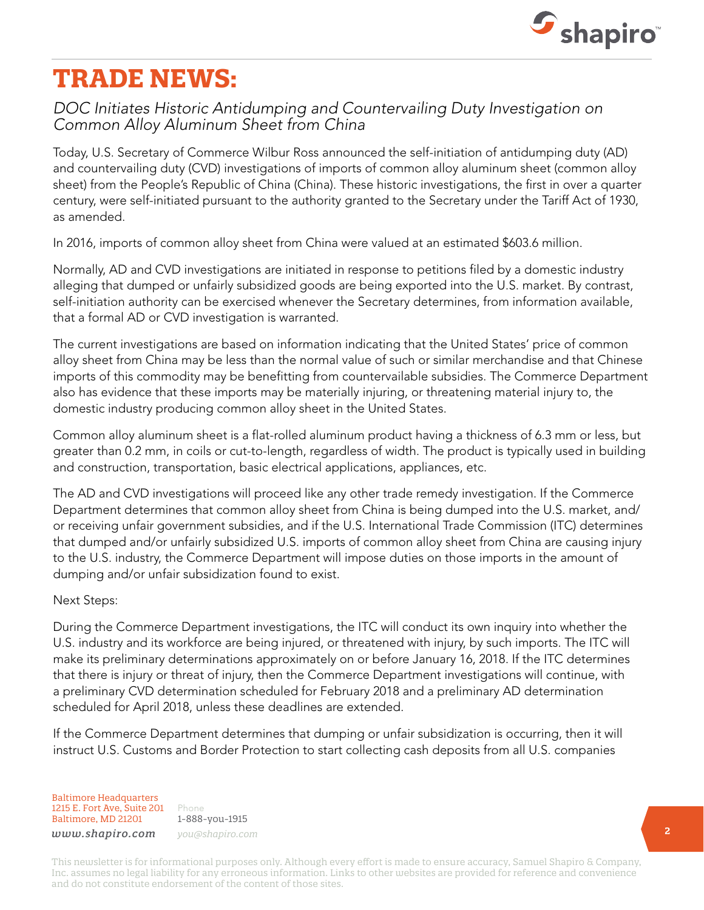# TRADE NEWS:

*DOC Initiates Historic Antidumping and Countervailing Duty Investigation on Common Alloy Aluminum Sheet from China*

Today, U.S. Secretary of Commerce Wilbur Ross announced the self-initiation of antidumping duty (AD) and countervailing duty (CVD) investigations of imports of common alloy aluminum sheet (common alloy sheet) from the People's Republic of China (China). These historic investigations, the first in over a quarter century, were self-initiated pursuant to the authority granted to the Secretary under the Tariff Act of 1930, as amended.

In 2016, imports of common alloy sheet from China were valued at an estimated $603.6 million.

Normally, AD and CVD investigations are initiated in response to petitions filed by a domestic industry alleging that dumped or unfairly subsidized goods are being exported into the U.S. market. By contrast, self-initiation authority can be exercised whenever the Secretary determines, from information available, that a formal AD or CVD investigation is warranted.

The current investigations are based on information indicating that the United States' price of common alloy sheet from China may be less than the normal value of such or similar merchandise and that Chinese imports of this commodity may be benefitting from countervailable subsidies. The Commerce Department also has evidence that these imports may be materially injuring, or threatening material injury to, the domestic industry producing common alloy sheet in the United States.

Common alloy aluminum sheet is a flat-rolled aluminum product having a thickness of 6.3 mm or less, but greater than 0.2 mm, in coils or cut-to-length, regardless of width. The product is typically used in building and construction, transportation, basic electrical applications, appliances, etc.

The AD and CVD investigations will proceed like any other trade remedy investigation. If the Commerce Department determines that common alloy sheet from China is being dumped into the U.S. market, and/or receiving unfair government subsidies, and if the U.S. International Trade Commission (ITC) determines that dumped and/or unfairly subsidized U.S. imports of common alloy sheet from China are causing injury to the U.S. industry, the Commerce Department will impose duties on those imports in the amount of dumping and/or unfair subsidization found to exist.

Next Steps:

During the Commerce Department investigations, the ITC will conduct its own inquiry into whether the U.S. industry and its workforce are being injured, or threatened with injury, by such imports. The ITC will make its preliminary determinations approximately on or before January 16, 2018. If the ITC determines that there is injury or threat of injury, then the Commerce Department investigations will continue, with a preliminary CVD determination scheduled for February 2018 and a preliminary AD determination scheduled for April 2018, unless these deadlines are extended.

If the Commerce Department determines that dumping or unfair subsidization is occurring, then it will instruct U.S. Customs and Border Protection to start collecting cash deposits from all U.S. companies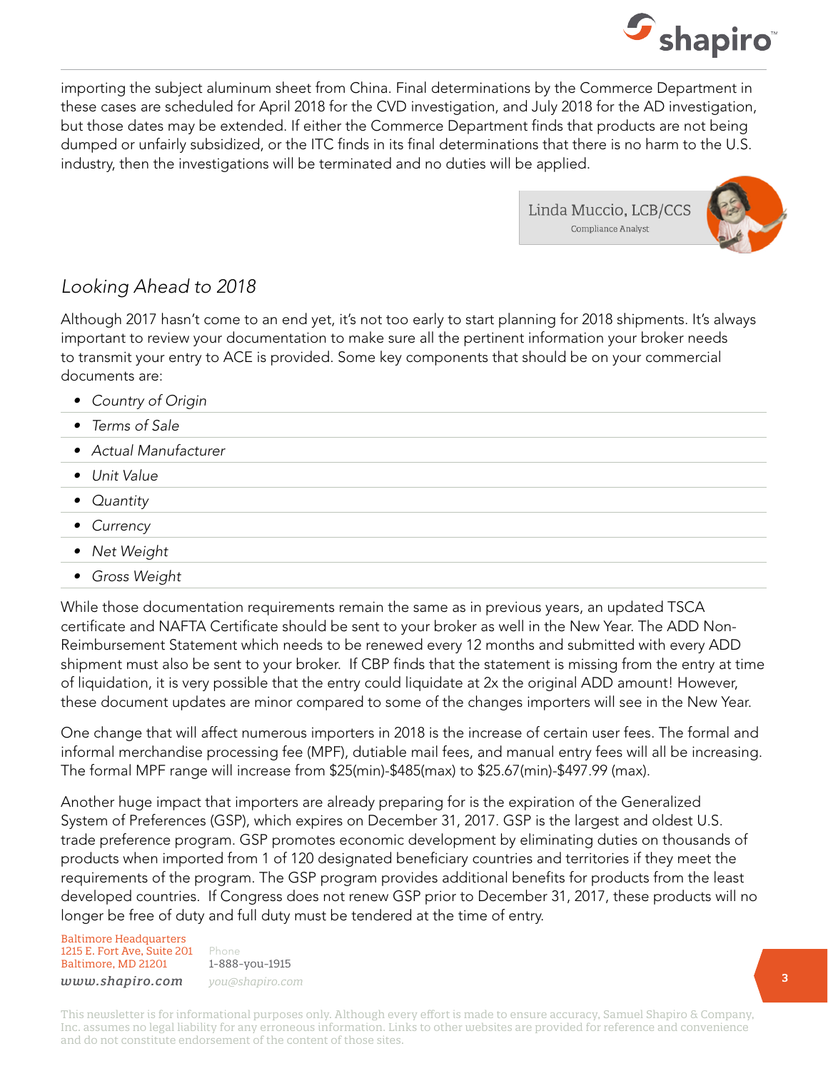importing the subject aluminum sheet from China. Final determinations by the Commerce Department in these cases are scheduled for April 2018 for the CVD investigation, and July 2018 for the AD investigation, but those dates may be extended. If either the Commerce Department finds that products are not being dumped or unfairly subsidized, or the ITC finds in its final determinations that there is no harm to the U.S. industry, then the investigations will be terminated and no duties will be applied.

Linda Muccio, LCB/CCS
Compliance Analyst

## *Looking Ahead to 2018*

Although 2017 hasn't come to an end yet, it's not too early to start planning for 2018 shipments. It's always important to review your documentation to make sure all the pertinent information your broker needs to transmit your entry to ACE is provided. Some key components that should be on your commercial documents are:

- *Country of Origin*
- *Terms of Sale*
- *Actual Manufacturer*
- *Unit Value*
- *Quantity*
- *Currency*
- *Net Weight*
- *Gross Weight*

While those documentation requirements remain the same as in previous years, an updated TSCA certificate and NAFTA Certificate should be sent to your broker as well in the New Year. The ADD Non-Reimbursement Statement which needs to be renewed every 12 months and submitted with every ADD shipment must also be sent to your broker. If CBP finds that the statement is missing from the entry at time of liquidation, it is very possible that the entry could liquidate at 2x the original ADD amount! However, these document updates are minor compared to some of the changes importers will see in the New Year.

One change that will affect numerous importers in 2018 is the increase of certain user fees. The formal and informal merchandise processing fee (MPF), dutiable mail fees, and manual entry fees will all be increasing. The formal MPF range will increase from $25(min)-$485(max) to $25.67(min)-$497.99 (max).

Another huge impact that importers are already preparing for is the expiration of the Generalized System of Preferences (GSP), which expires on December 31, 2017. GSP is the largest and oldest U.S. trade preference program. GSP promotes economic development by eliminating duties on thousands of products when imported from 1 of 120 designated beneficiary countries and territories if they meet the requirements of the program. The GSP program provides additional benefits for products from the least developed countries. If Congress does not renew GSP prior to December 31, 2017, these products will no longer be free of duty and full duty must be tendered at the time of entry.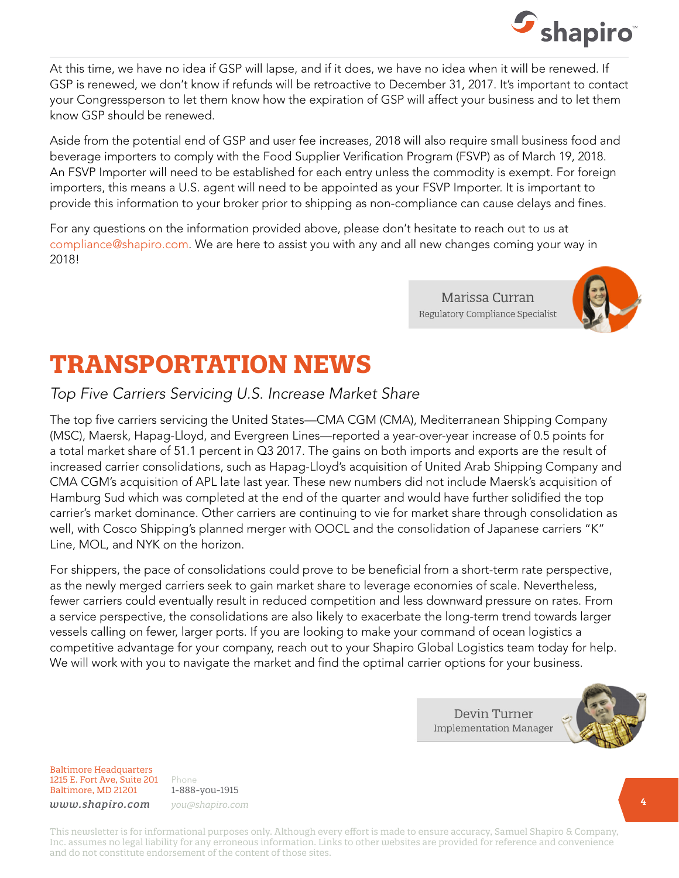At this time, we have no idea if GSP will lapse, and if it does, we have no idea when it will be renewed. If GSP is renewed, we don't know if refunds will be retroactive to December 31, 2017. It's important to contact your Congressperson to let them know how the expiration of GSP will affect your business and to let them know GSP should be renewed.

Aside from the potential end of GSP and user fee increases, 2018 will also require small business food and beverage importers to comply with the Food Supplier Verification Program (FSVP) as of March 19, 2018. An FSVP Importer will need to be established for each entry unless the commodity is exempt. For foreign importers, this means a U.S. agent will need to be appointed as your FSVP Importer. It is important to provide this information to your broker prior to shipping as non-compliance can cause delays and fines.

For any questions on the information provided above, please don't hesitate to reach out to us at compliance@shapiro.com. We are here to assist you with any and all new changes coming your way in 2018!

Marissa Curran
Regulatory Compliance Specialist

# TRANSPORTATION NEWS

*Top Five Carriers Servicing U.S. Increase Market Share*

The top five carriers servicing the United States—CMA CGM (CMA), Mediterranean Shipping Company (MSC), Maersk, Hapag-Lloyd, and Evergreen Lines—reported a year-over-year increase of 0.5 points for a total market share of 51.1 percent in Q3 2017. The gains on both imports and exports are the result of increased carrier consolidations, such as Hapag-Lloyd's acquisition of United Arab Shipping Company and CMA CGM's acquisition of APL late last year. These new numbers did not include Maersk's acquisition of Hamburg Sud which was completed at the end of the quarter and would have further solidified the top carrier's market dominance. Other carriers are continuing to vie for market share through consolidation as well, with Cosco Shipping's planned merger with OOCL and the consolidation of Japanese carriers "K" Line, MOL, and NYK on the horizon.

For shippers, the pace of consolidations could prove to be beneficial from a short-term rate perspective, as the newly merged carriers seek to gain market share to leverage economies of scale. Nevertheless, fewer carriers could eventually result in reduced competition and less downward pressure on rates. From a service perspective, the consolidations are also likely to exacerbate the long-term trend towards larger vessels calling on fewer, larger ports. If you are looking to make your command of ocean logistics a competitive advantage for your company, reach out to your Shapiro Global Logistics team today for help. We will work with you to navigate the market and find the optimal carrier options for your business.

Devin Turner
Implementation Manager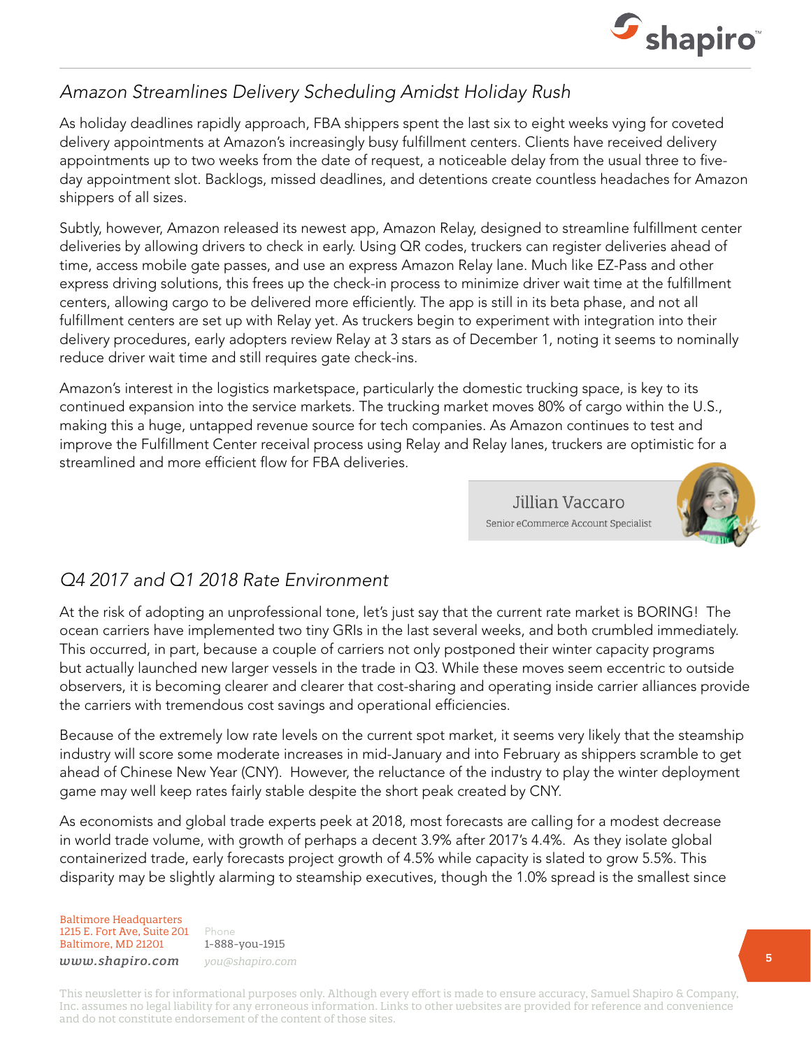## *Amazon Streamlines Delivery Scheduling Amidst Holiday Rush*

As holiday deadlines rapidly approach, FBA shippers spent the last six to eight weeks vying for coveted delivery appointments at Amazon's increasingly busy fulfillment centers. Clients have received delivery appointments up to two weeks from the date of request, a noticeable delay from the usual three to five-day appointment slot. Backlogs, missed deadlines, and detentions create countless headaches for Amazon shippers of all sizes.

Subtly, however, Amazon released its newest app, Amazon Relay, designed to streamline fulfillment center deliveries by allowing drivers to check in early. Using QR codes, truckers can register deliveries ahead of time, access mobile gate passes, and use an express Amazon Relay lane. Much like EZ-Pass and other express driving solutions, this frees up the check-in process to minimize driver wait time at the fulfillment centers, allowing cargo to be delivered more efficiently. The app is still in its beta phase, and not all fulfillment centers are set up with Relay yet. As truckers begin to experiment with integration into their delivery procedures, early adopters review Relay at 3 stars as of December 1, noting it seems to nominally reduce driver wait time and still requires gate check-ins.

Amazon's interest in the logistics marketspace, particularly the domestic trucking space, is key to its continued expansion into the service markets. The trucking market moves 80% of cargo within the U.S., making this a huge, untapped revenue source for tech companies. As Amazon continues to test and improve the Fulfillment Center receival process using Relay and Relay lanes, truckers are optimistic for a streamlined and more efficient flow for FBA deliveries.

Jillian Vaccaro
Senior eCommerce Account Specialist

## *Q4 2017 and Q1 2018 Rate Environment*

At the risk of adopting an unprofessional tone, let's just say that the current rate market is BORING! The ocean carriers have implemented two tiny GRIs in the last several weeks, and both crumbled immediately. This occurred, in part, because a couple of carriers not only postponed their winter capacity programs but actually launched new larger vessels in the trade in Q3. While these moves seem eccentric to outside observers, it is becoming clearer and clearer that cost-sharing and operating inside carrier alliances provide the carriers with tremendous cost savings and operational efficiencies.

Because of the extremely low rate levels on the current spot market, it seems very likely that the steamship industry will score some moderate increases in mid-January and into February as shippers scramble to get ahead of Chinese New Year (CNY). However, the reluctance of the industry to play the winter deployment game may well keep rates fairly stable despite the short peak created by CNY.

As economists and global trade experts peek at 2018, most forecasts are calling for a modest decrease in world trade volume, with growth of perhaps a decent 3.9% after 2017's 4.4%. As they isolate global containerized trade, early forecasts project growth of 4.5% while capacity is slated to grow 5.5%. This disparity may be slightly alarming to steamship executives, though the 1.0% spread is the smallest since

Baltimore Headquarters
1215 E. Fort Ave, Suite 201
Baltimore, MD 21201
www.shapiro.com

Phone
1-888-you-1915
you@shapiro.com

This newsletter is for informational purposes only. Although every effort is made to ensure accuracy, Samuel Shapiro & Company, Inc. assumes no legal liability for any erroneous information. Links to other websites are provided for reference and convenience and do not constitute endorsement of the content of those sites.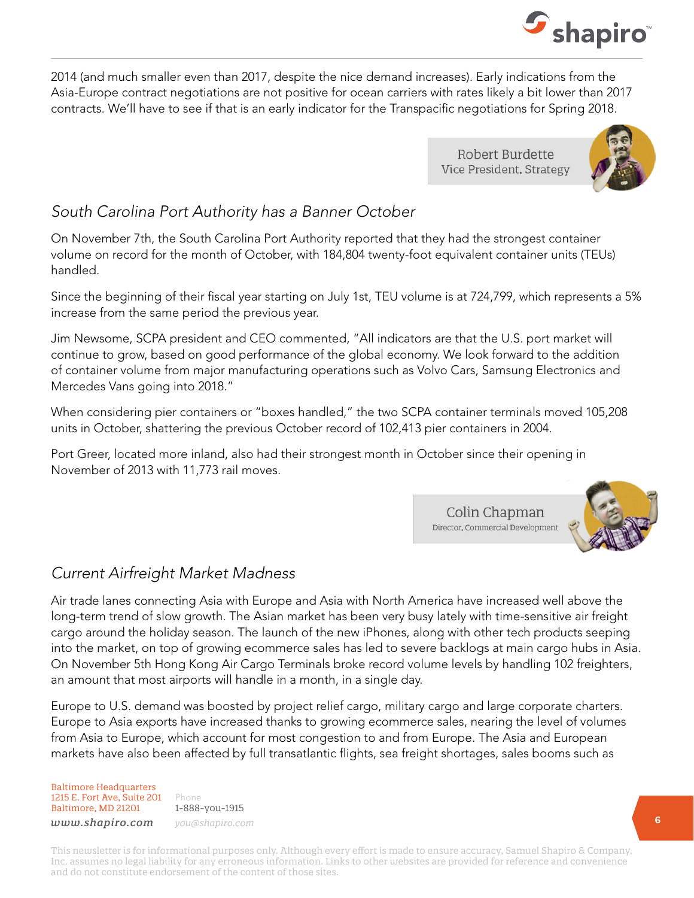2014 (and much smaller even than 2017, despite the nice demand increases). Early indications from the Asia-Europe contract negotiations are not positive for ocean carriers with rates likely a bit lower than 2017 contracts. We'll have to see if that is an early indicator for the Transpacific negotiations for Spring 2018.

Robert Burdette
Vice President, Strategy

## *South Carolina Port Authority has a Banner October*

On November 7th, the South Carolina Port Authority reported that they had the strongest container volume on record for the month of October, with 184,804 twenty-foot equivalent container units (TEUs) handled.

Since the beginning of their fiscal year starting on July 1st, TEU volume is at 724,799, which represents a 5% increase from the same period the previous year.

Jim Newsome, SCPA president and CEO commented, "All indicators are that the U.S. port market will continue to grow, based on good performance of the global economy. We look forward to the addition of container volume from major manufacturing operations such as Volvo Cars, Samsung Electronics and Mercedes Vans going into 2018."

When considering pier containers or "boxes handled," the two SCPA container terminals moved 105,208 units in October, shattering the previous October record of 102,413 pier containers in 2004.

Port Greer, located more inland, also had their strongest month in October since their opening in November of 2013 with 11,773 rail moves.

Colin Chapman
Director, Commercial Development

## *Current Airfreight Market Madness*

Air trade lanes connecting Asia with Europe and Asia with North America have increased well above the long-term trend of slow growth. The Asian market has been very busy lately with time-sensitive air freight cargo around the holiday season. The launch of the new iPhones, along with other tech products seeping into the market, on top of growing ecommerce sales has led to severe backlogs at main cargo hubs in Asia. On November 5th Hong Kong Air Cargo Terminals broke record volume levels by handling 102 freighters, an amount that most airports will handle in a month, in a single day.

Europe to U.S. demand was boosted by project relief cargo, military cargo and large corporate charters. Europe to Asia exports have increased thanks to growing ecommerce sales, nearing the level of volumes from Asia to Europe, which account for most congestion to and from Europe. The Asia and European markets have also been affected by full transatlantic flights, sea freight shortages, sales booms such as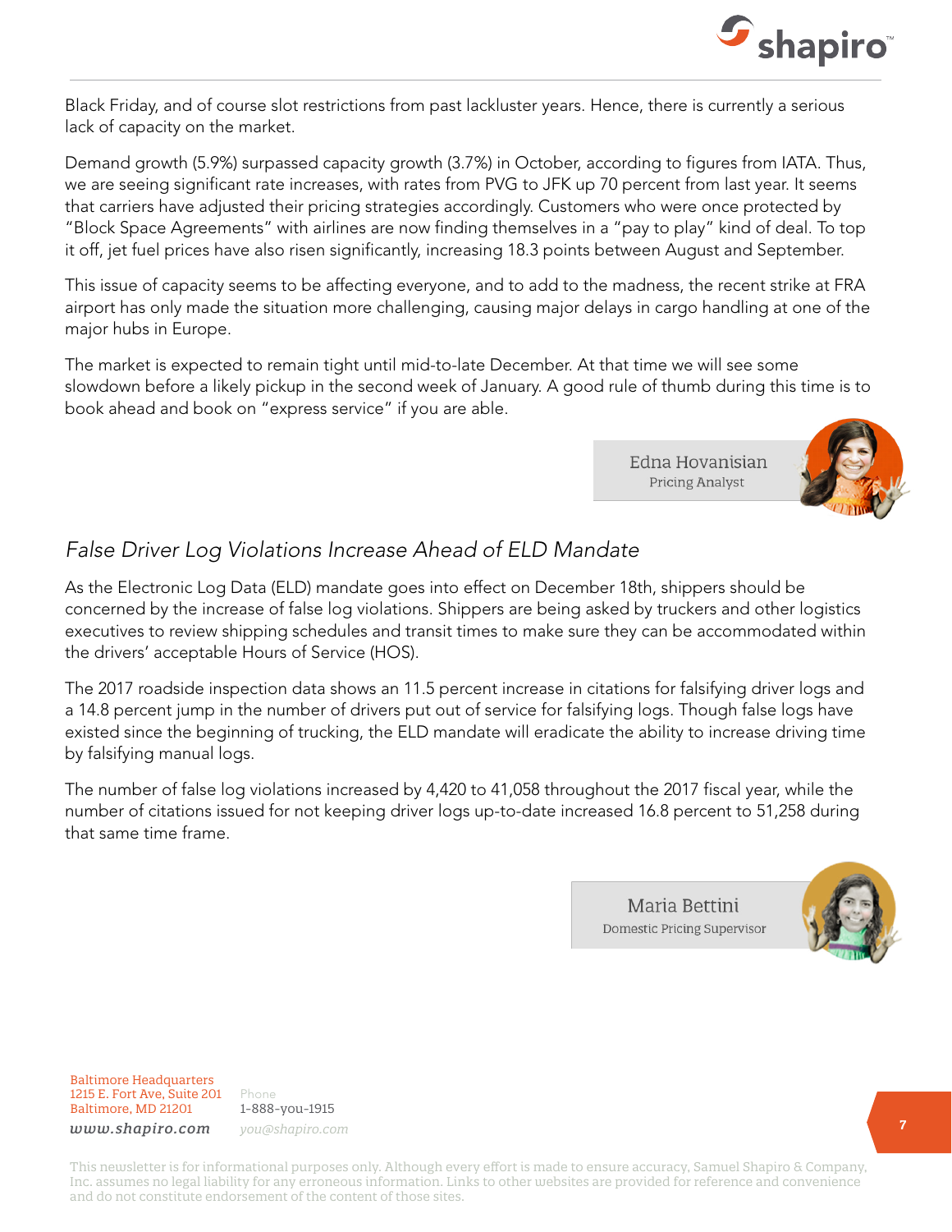Black Friday, and of course slot restrictions from past lackluster years. Hence, there is currently a serious lack of capacity on the market.

Demand growth (5.9%) surpassed capacity growth (3.7%) in October, according to figures from IATA. Thus, we are seeing significant rate increases, with rates from PVG to JFK up 70 percent from last year. It seems that carriers have adjusted their pricing strategies accordingly. Customers who were once protected by "Block Space Agreements" with airlines are now finding themselves in a "pay to play" kind of deal. To top it off, jet fuel prices have also risen significantly, increasing 18.3 points between August and September.

This issue of capacity seems to be affecting everyone, and to add to the madness, the recent strike at FRA airport has only made the situation more challenging, causing major delays in cargo handling at one of the major hubs in Europe.

The market is expected to remain tight until mid-to-late December. At that time we will see some slowdown before a likely pickup in the second week of January. A good rule of thumb during this time is to book ahead and book on "express service" if you are able.

Edna Hovanisian
Pricing Analyst

## *False Driver Log Violations Increase Ahead of ELD Mandate*

As the Electronic Log Data (ELD) mandate goes into effect on December 18th, shippers should be concerned by the increase of false log violations. Shippers are being asked by truckers and other logistics executives to review shipping schedules and transit times to make sure they can be accommodated within the drivers' acceptable Hours of Service (HOS).

The 2017 roadside inspection data shows an 11.5 percent increase in citations for falsifying driver logs and a 14.8 percent jump in the number of drivers put out of service for falsifying logs. Though false logs have existed since the beginning of trucking, the ELD mandate will eradicate the ability to increase driving time by falsifying manual logs.

The number of false log violations increased by 4,420 to 41,058 throughout the 2017 fiscal year, while the number of citations issued for not keeping driver logs up-to-date increased 16.8 percent to 51,258 during that same time frame.

Maria Bettini
Domestic Pricing Supervisor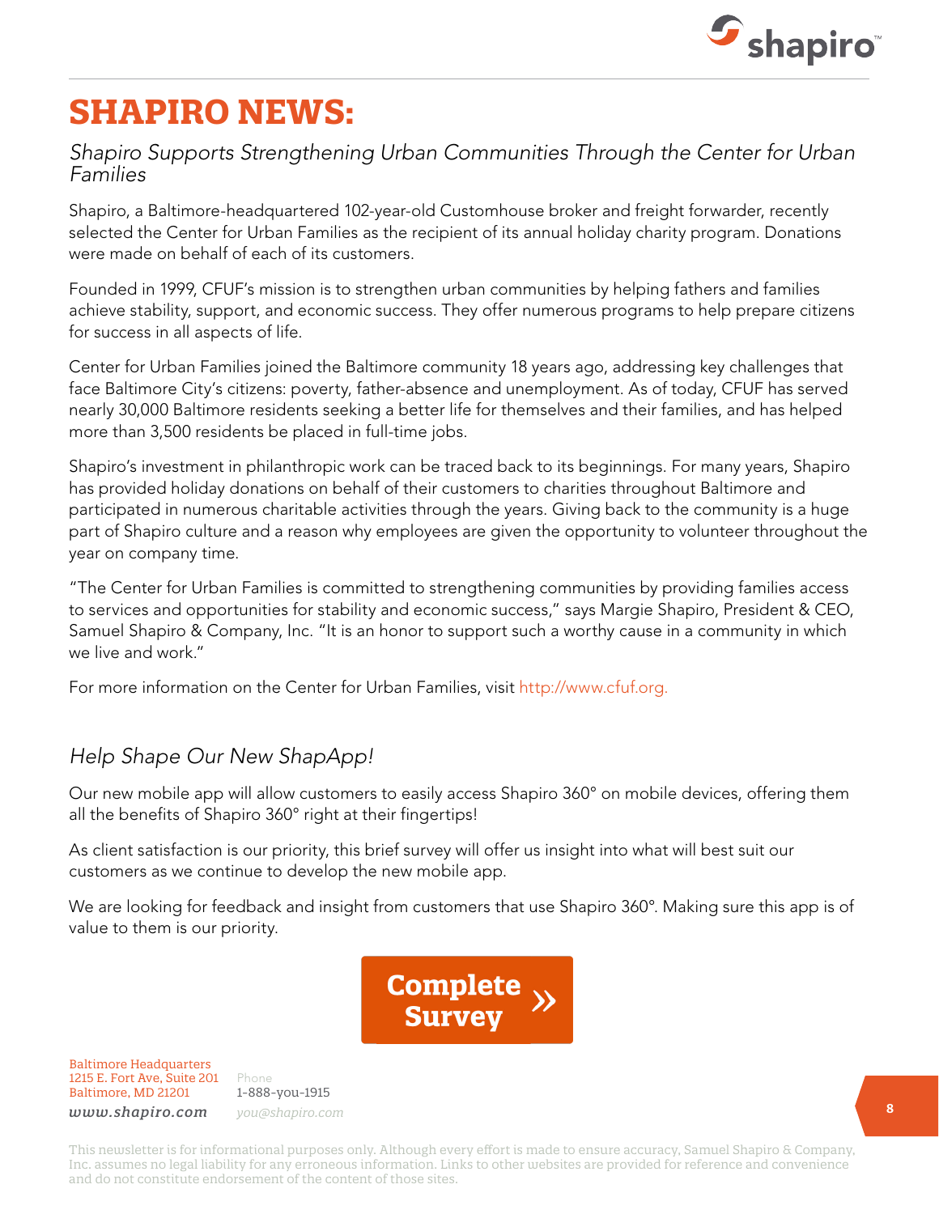# SHAPIRO NEWS:

## *Shapiro Supports Strengthening Urban Communities Through the Center for Urban Families*

Shapiro, a Baltimore-headquartered 102-year-old Customhouse broker and freight forwarder, recently selected the Center for Urban Families as the recipient of its annual holiday charity program. Donations were made on behalf of each of its customers.

Founded in 1999, CFUF's mission is to strengthen urban communities by helping fathers and families achieve stability, support, and economic success. They offer numerous programs to help prepare citizens for success in all aspects of life.

Center for Urban Families joined the Baltimore community 18 years ago, addressing key challenges that face Baltimore City's citizens: poverty, father-absence and unemployment. As of today, CFUF has served nearly 30,000 Baltimore residents seeking a better life for themselves and their families, and has helped more than 3,500 residents be placed in full-time jobs.

Shapiro's investment in philanthropic work can be traced back to its beginnings. For many years, Shapiro has provided holiday donations on behalf of their customers to charities throughout Baltimore and participated in numerous charitable activities through the years. Giving back to the community is a huge part of Shapiro culture and a reason why employees are given the opportunity to volunteer throughout the year on company time.

"The Center for Urban Families is committed to strengthening communities by providing families access to services and opportunities for stability and economic success," says Margie Shapiro, President & CEO, Samuel Shapiro & Company, Inc. "It is an honor to support such a worthy cause in a community in which we live and work."

For more information on the Center for Urban Families, visit http://www.cfuf.org.

## *Help Shape Our New ShapApp!*

Our new mobile app will allow customers to easily access Shapiro 360° on mobile devices, offering them all the benefits of Shapiro 360° right at their fingertips!

As client satisfaction is our priority, this brief survey will offer us insight into what will best suit our customers as we continue to develop the new mobile app.

We are looking for feedback and insight from customers that use Shapiro 360°. Making sure this app is of value to them is our priority.

**Complete Survey »**

Baltimore Headquarters
1215 E. Fort Ave, Suite 201
Baltimore, MD 21201
*www.shapiro.com*

Phone
1-888-you-1915
*you@shapiro.com*

This newsletter is for informational purposes only. Although every effort is made to ensure accuracy, Samuel Shapiro & Company, Inc. assumes no legal liability for any erroneous information. Links to other websites are provided for reference and convenience and do not constitute endorsement of the content of those sites.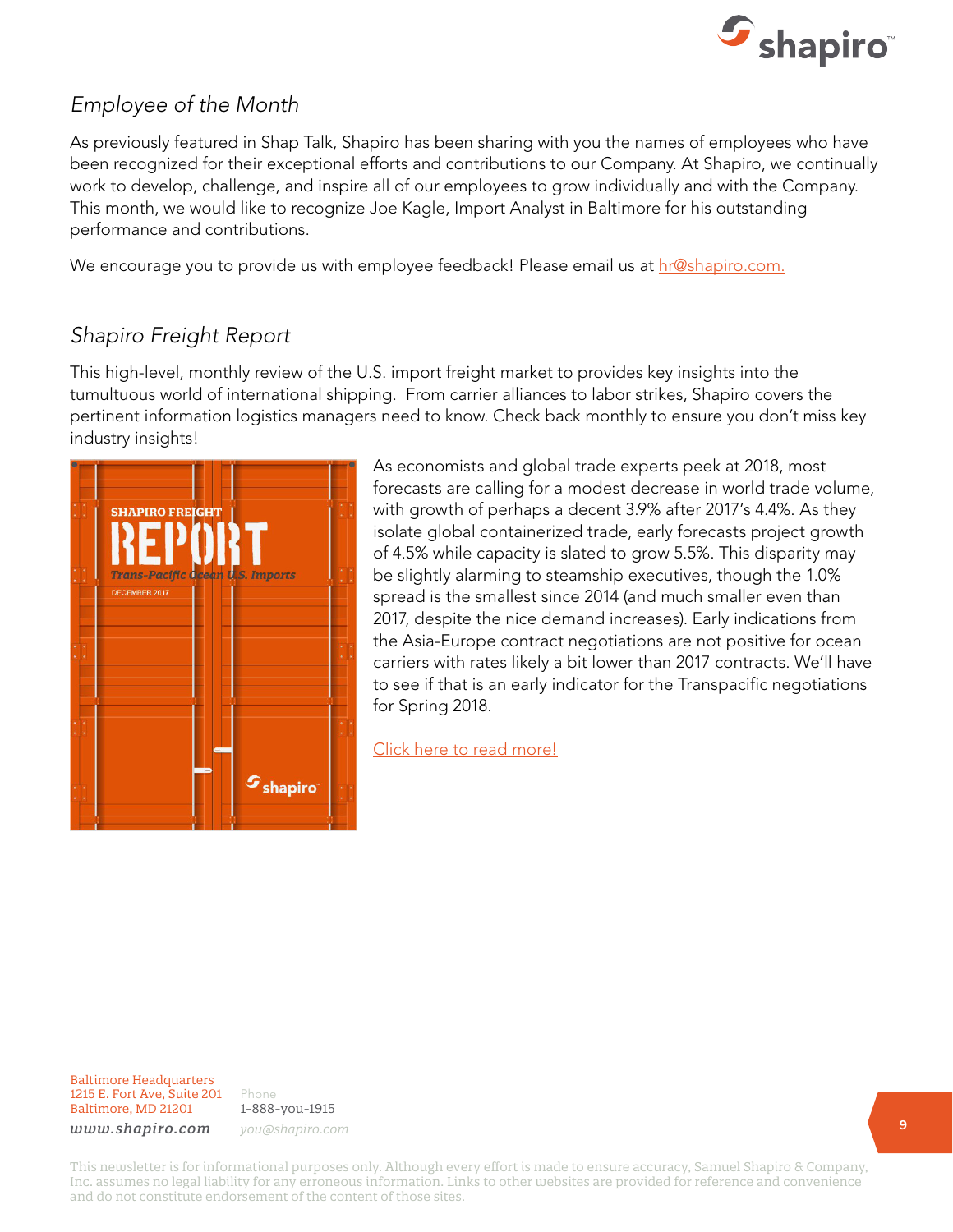## *Employee of the Month*

As previously featured in Shap Talk, Shapiro has been sharing with you the names of employees who have been recognized for their exceptional efforts and contributions to our Company. At Shapiro, we continually work to develop, challenge, and inspire all of our employees to grow individually and with the Company. This month, we would like to recognize Joe Kagle, Import Analyst in Baltimore for his outstanding performance and contributions.

We encourage you to provide us with employee feedback! Please email us at hr@shapiro.com.

## *Shapiro Freight Report*

This high-level, monthly review of the U.S. import freight market to provides key insights into the tumultuous world of international shipping. From carrier alliances to labor strikes, Shapiro covers the pertinent information logistics managers need to know. Check back monthly to ensure you don't miss key industry insights!

SHAPIRO FREIGHT REPORT
Trans-Pacific Ocean U.S. Imports
DECEMBER 2017
shapiro

As economists and global trade experts peek at 2018, most forecasts are calling for a modest decrease in world trade volume, with growth of perhaps a decent 3.9% after 2017's 4.4%. As they isolate global containerized trade, early forecasts project growth of 4.5% while capacity is slated to grow 5.5%. This disparity may be slightly alarming to steamship executives, though the 1.0% spread is the smallest since 2014 (and much smaller even than 2017, despite the nice demand increases). Early indications from the Asia-Europe contract negotiations are not positive for ocean carriers with rates likely a bit lower than 2017 contracts. We'll have to see if that is an early indicator for the Transpacific negotiations for Spring 2018.

Click here to read more!

Baltimore Headquarters
1215 E. Fort Ave, Suite 201
Baltimore, MD 21201
www.shapiro.com

Phone
1-888-you-1915
you@shapiro.com

This newsletter is for informational purposes only. Although every effort is made to ensure accuracy, Samuel Shapiro & Company, Inc. assumes no legal liability for any erroneous information. Links to other websites are provided for reference and convenience and do not constitute endorsement of the content of those sites.